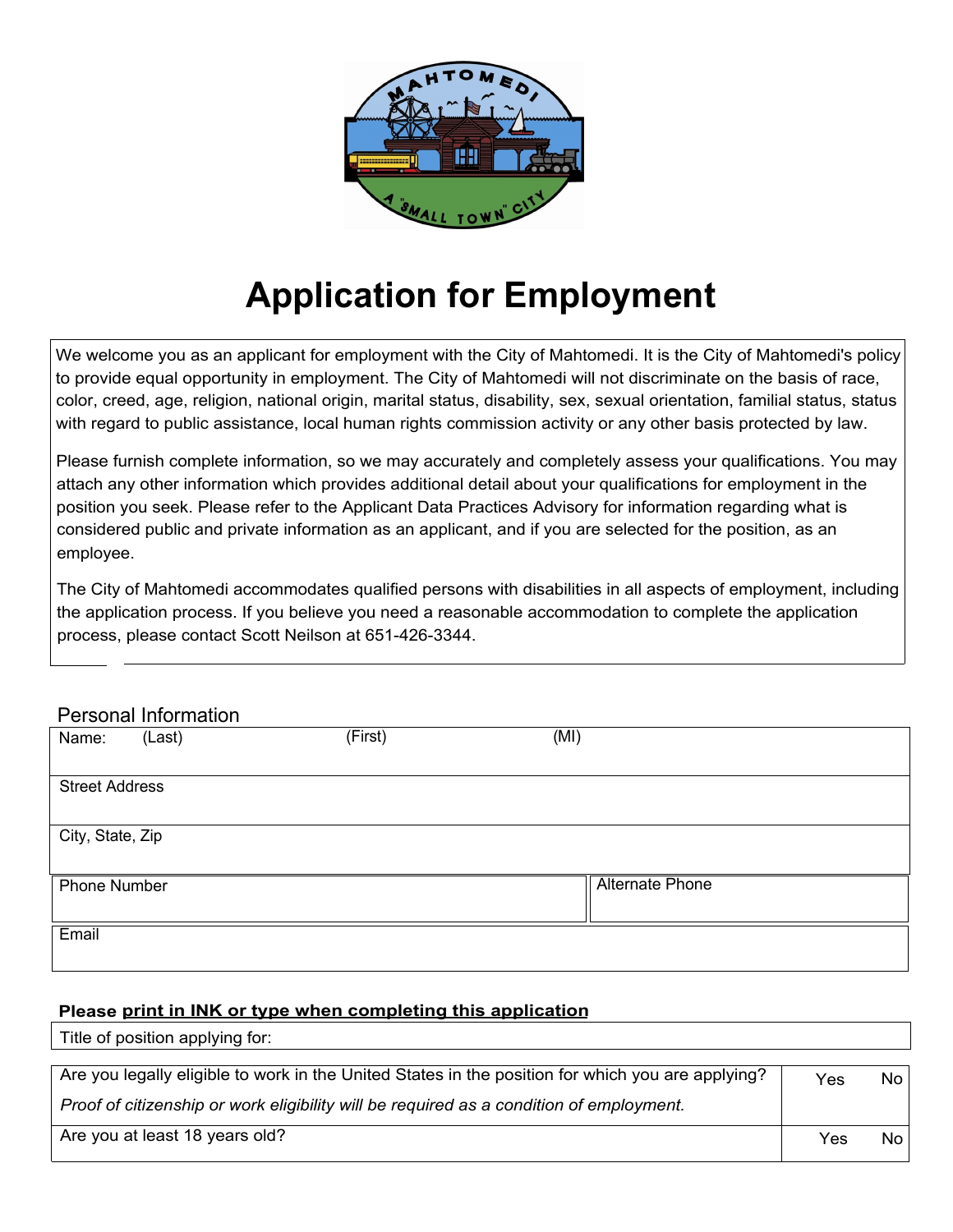# Application for Employment

We welcome you as an applicant for employment with the City of Mahtomedi. It is the City of Mahtomedi's policy to provide equal opportunity in employment. The City of Mahtomedi will not discriminate on the basis of race, color, creed, age, religion, national origin, marital status, disability, sex, sexual orientation, familial status, status with regard to public assistance, local human rights commission activity or any other basis protected by law.

Please furnish complete information, so we may accurately and completely assess your qualifications. You may attach any other information which provides additional detail about your qualifications for employment in the position you seek. Please refer to the Applicant Data Practices Advisory for information regarding what is considered public and private information as an applicant, and if you are selected for the position, as an employee.

The City of Mahtomedi accommodates qualified persons with disabilities in all aspects of employment, including the application process. If you believe you need a reasonable accommodation to complete the application process, please contact Scott Neilson at 651-426-3344.

## Personal Information

| Name: (Last) | (First) | (MI) |
|---|---|---|
| Street Address | | |
| City, State, Zip | | |
| Phone Number | Alternate Phone | |
| Email | | |

**Please <u>print in INK or type when completing this application</u>**

| Title of position applying for: |
|---|

| | | |
|---|---|---|
| Are you legally eligible to work in the United States in the position for which you are applying? *Proof of citizenship or work eligibility will be required as a condition of employment.* | Yes | No |
| Are you at least 18 years old? | Yes | No |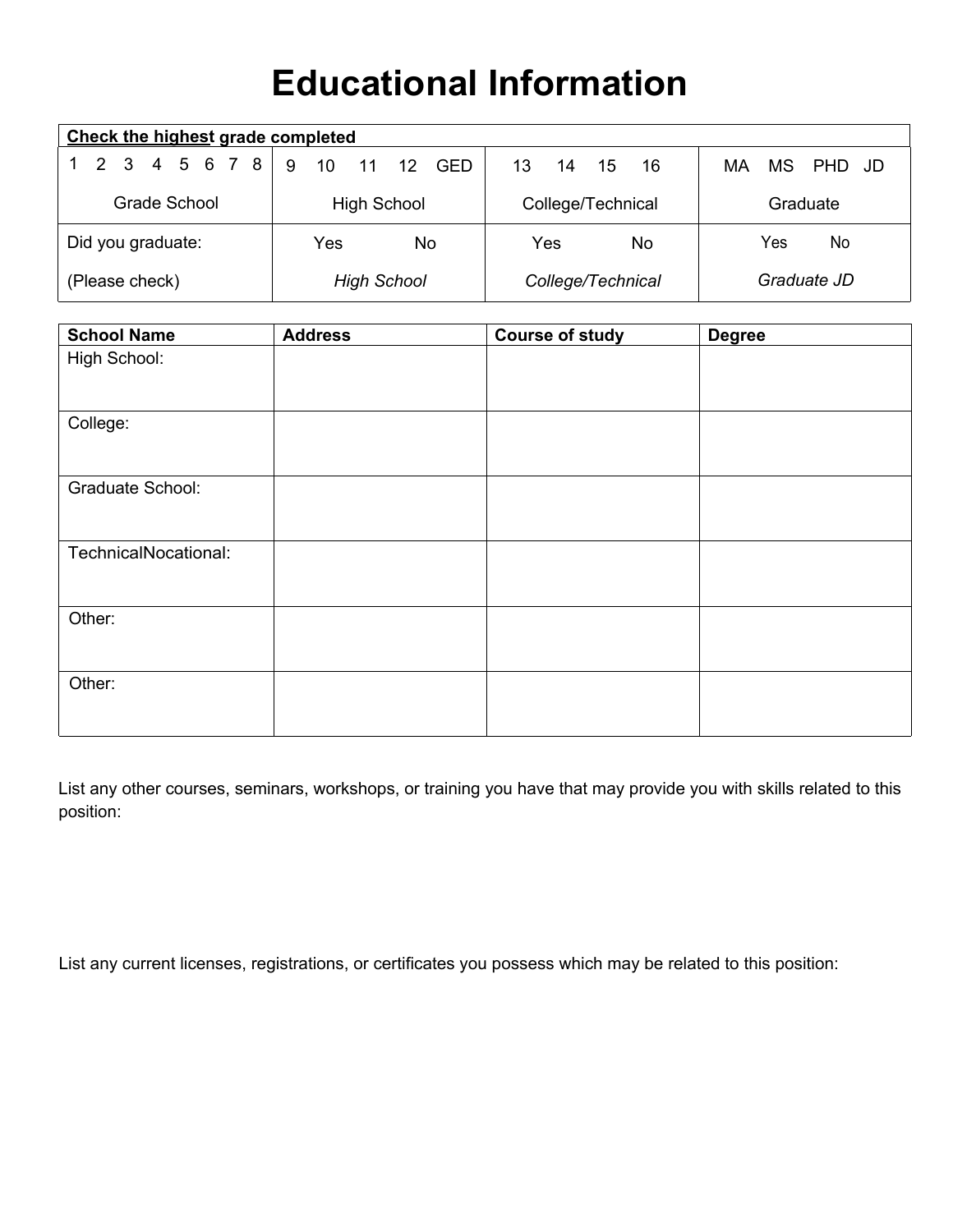# Educational Information

| **Check the highest grade completed** | | | |
|---|---|---|---|
| 1 2 3 4 5 6 7 8<br>Grade School | 9 10 11 12 GED<br>High School | 13 14 15 16<br>College/Technical | MA MS PHD JD<br>Graduate |
| Did you graduate:<br>(Please check) | Yes No<br>*High School* | Yes No<br>*College/Technical* | Yes No<br>*Graduate JD* |

| **School Name** | **Address** | **Course of study** | **Degree** |
|---|---|---|---|
| High School: | | | |
| College: | | | |
| Graduate School: | | | |
| TechnicalNocational: | | | |
| Other: | | | |
| Other: | | | |

List any other courses, seminars, workshops, or training you have that may provide you with skills related to this position:

List any current licenses, registrations, or certificates you possess which may be related to this position: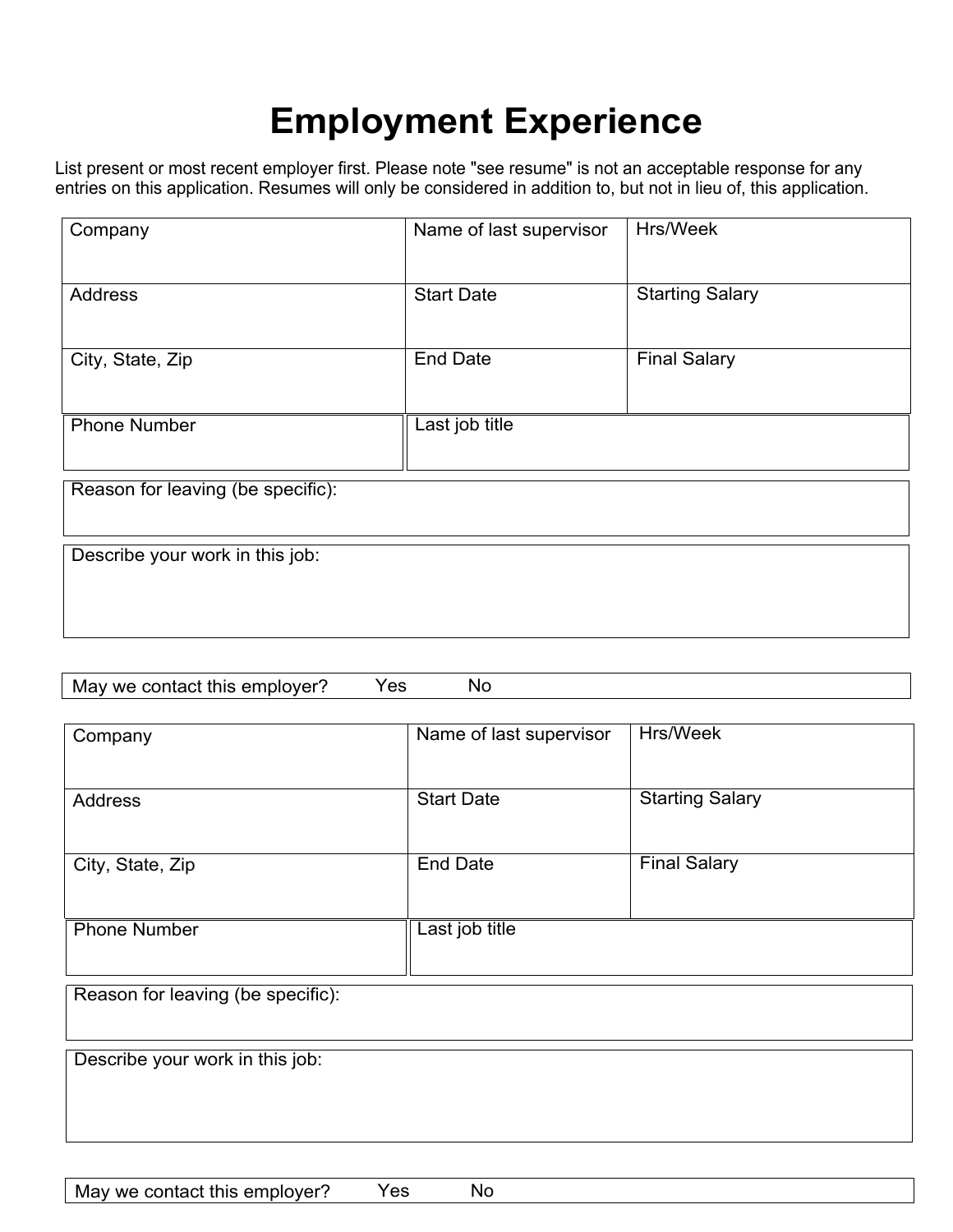# Employment Experience

List present or most recent employer first. Please note "see resume" is not an acceptable response for any entries on this application. Resumes will only be considered in addition to, but not in lieu of, this application.

| Company | Name of last supervisor | Hrs/Week |
|---|---|---|
| Address | Start Date | Starting Salary |
| City, State, Zip | End Date | Final Salary |

| Phone Number | Last job title |
|---|---|

Reason for leaving (be specific):

Describe your work in this job:

May we contact this employer? Yes No

| Company | Name of last supervisor | Hrs/Week |
|---|---|---|
| Address | Start Date | Starting Salary |
| City, State, Zip | End Date | Final Salary |

| Phone Number | Last job title |
|---|---|

Reason for leaving (be specific):

Describe your work in this job:

May we contact this employer? Yes No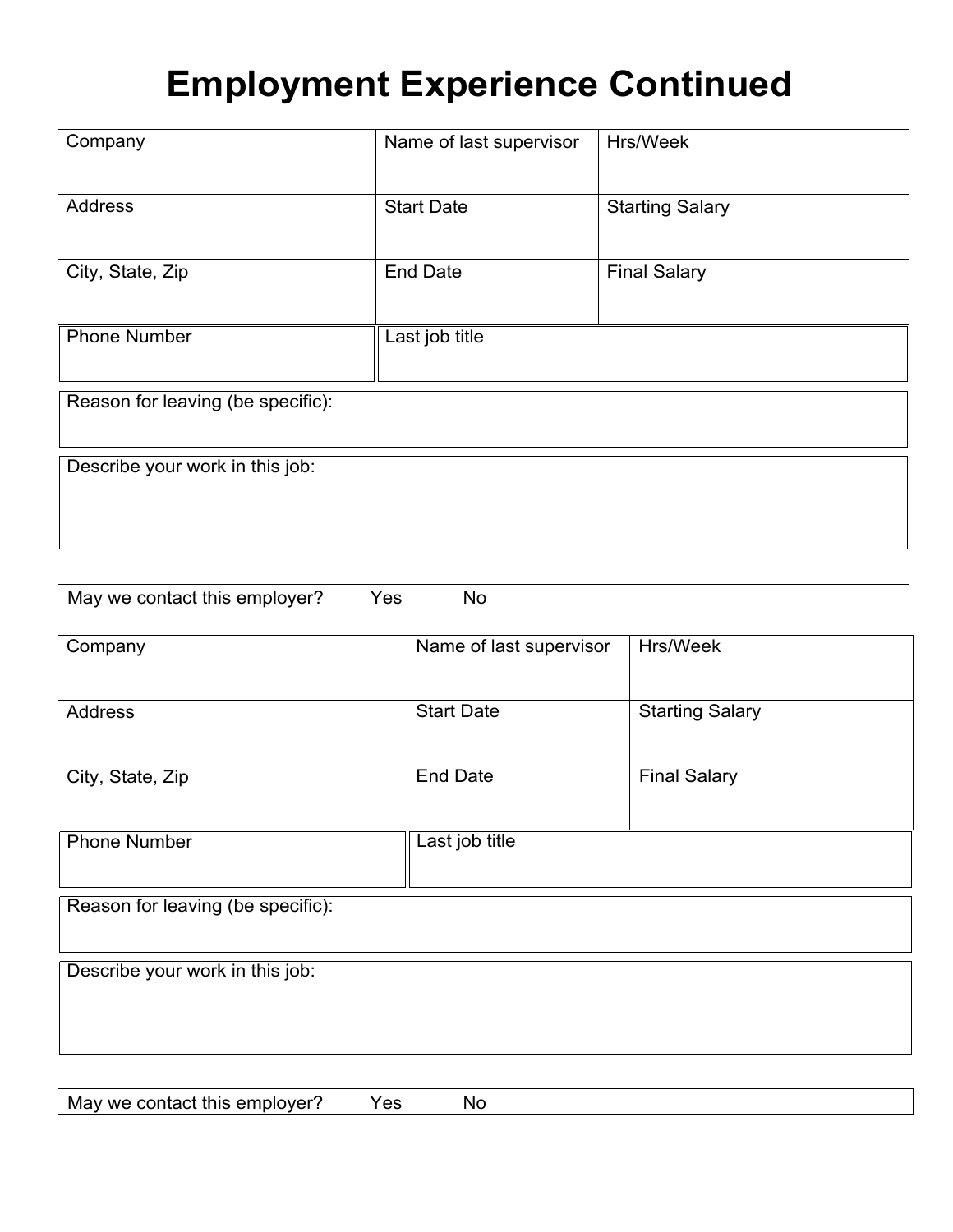# Employment Experience Continued

| Company | Name of last supervisor | Hrs/Week |
| --- | --- | --- |
| Address | Start Date | Starting Salary |
| City, State, Zip | End Date | Final Salary |

| Phone Number | Last job title |
| --- | --- |

| Reason for leaving (be specific): |
| --- |

| Describe your work in this job: |
| --- |

| May we contact this employer? Yes No |
| --- |

| Company | Name of last supervisor | Hrs/Week |
| --- | --- | --- |
| Address | Start Date | Starting Salary |
| City, State, Zip | End Date | Final Salary |

| Phone Number | Last job title |
| --- | --- |

| Reason for leaving (be specific): |
| --- |

| Describe your work in this job: |
| --- |

| May we contact this employer? Yes No |
| --- |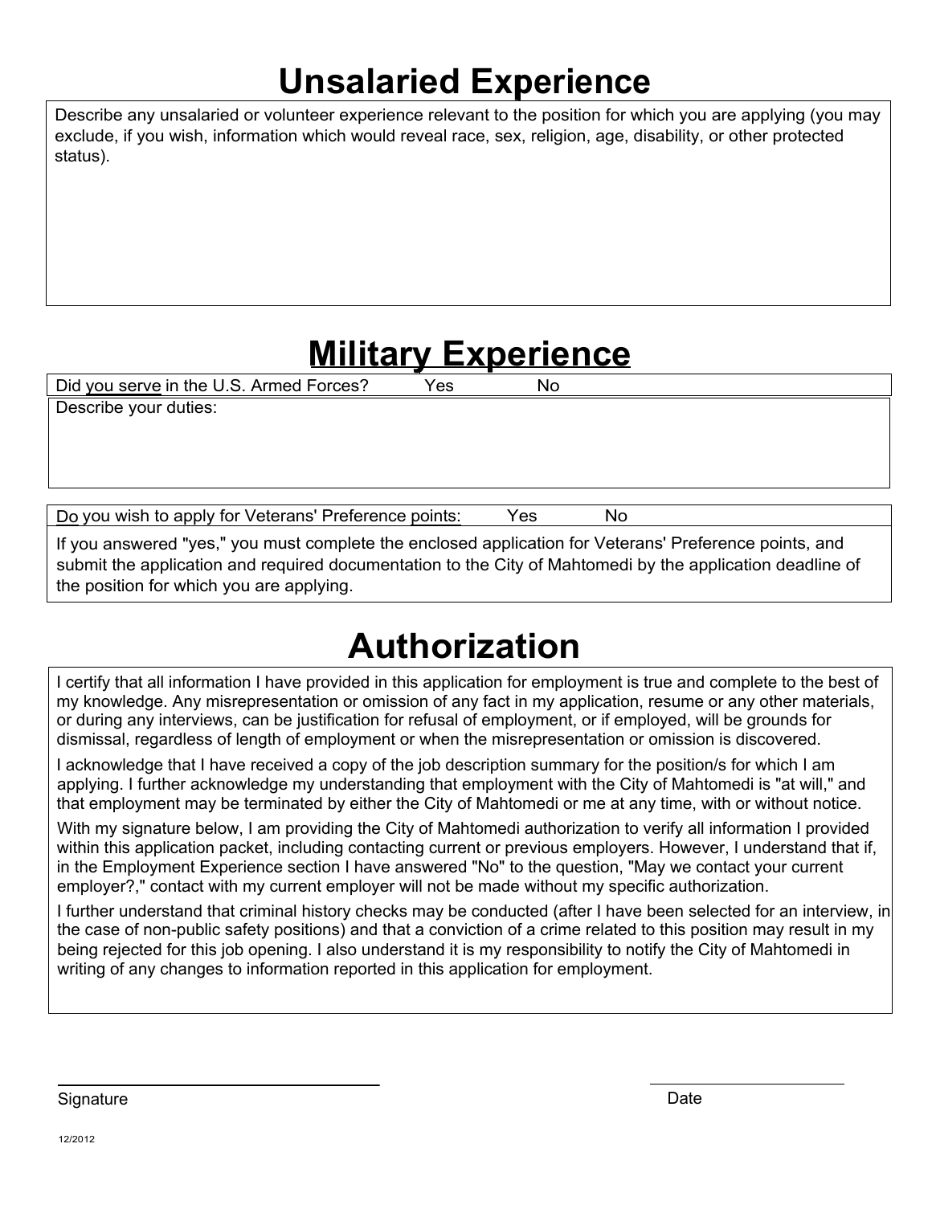# Unsalaried Experience

Describe any unsalaried or volunteer experience relevant to the position for which you are applying (you may exclude, if you wish, information which would reveal race, sex, religion, age, disability, or other protected status).

# Military Experience

Did you serve in the U.S. Armed Forces? Yes No

Describe your duties:

Do you wish to apply for Veterans' Preference points: Yes No

If you answered "yes," you must complete the enclosed application for Veterans' Preference points, and submit the application and required documentation to the City of Mahtomedi by the application deadline of the position for which you are applying.

# Authorization

I certify that all information I have provided in this application for employment is true and complete to the best of my knowledge. Any misrepresentation or omission of any fact in my application, resume or any other materials, or during any interviews, can be justification for refusal of employment, or if employed, will be grounds for dismissal, regardless of length of employment or when the misrepresentation or omission is discovered.

I acknowledge that I have received a copy of the job description summary for the position/s for which I am applying. I further acknowledge my understanding that employment with the City of Mahtomedi is "at will," and that employment may be terminated by either the City of Mahtomedi or me at any time, with or without notice.

With my signature below, I am providing the City of Mahtomedi authorization to verify all information I provided within this application packet, including contacting current or previous employers. However, I understand that if, in the Employment Experience section I have answered "No" to the question, "May we contact your current employer?," contact with my current employer will not be made without my specific authorization.

I further understand that criminal history checks may be conducted (after I have been selected for an interview, in the case of non-public safety positions) and that a conviction of a crime related to this position may result in my being rejected for this job opening. I also understand it is my responsibility to notify the City of Mahtomedi in writing of any changes to information reported in this application for employment.

Signature

Date

12/2012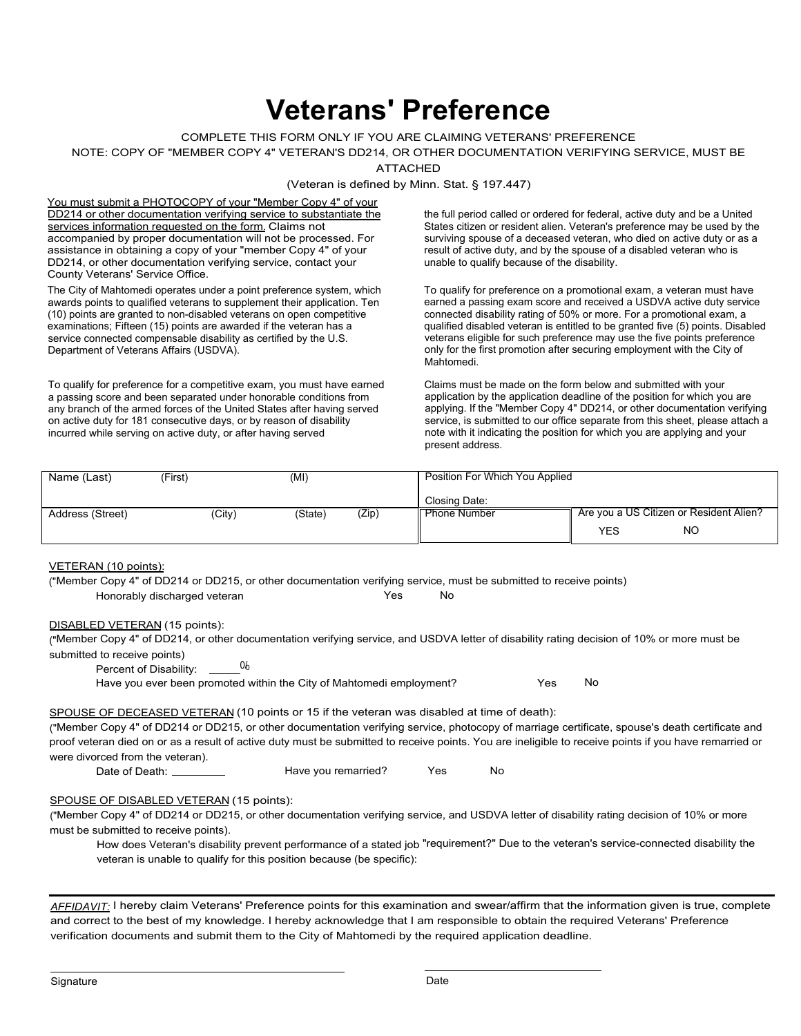# Veterans' Preference

COMPLETE THIS FORM ONLY IF YOU ARE CLAIMING VETERANS' PREFERENCE

NOTE: COPY OF "MEMBER COPY 4" VETERAN'S DD214, OR OTHER DOCUMENTATION VERIFYING SERVICE, MUST BE ATTACHED

(Veteran is defined by Minn. Stat. § 197.447)

You must submit a PHOTOCOPY of your "Member Copy 4" of your DD214 or other documentation verifying service to substantiate the services information requested on the form. Claims not accompanied by proper documentation will not be processed. For assistance in obtaining a copy of your "member Copy 4" of your DD214, or other documentation verifying service, contact your County Veterans' Service Office.

The City of Mahtomedi operates under a point preference system, which awards points to qualified veterans to supplement their application. Ten (10) points are granted to non-disabled veterans on open competitive examinations; Fifteen (15) points are awarded if the veteran has a service connected compensable disability as certified by the U.S. Department of Veterans Affairs (USDVA).

To qualify for preference for a competitive exam, you must have earned a passing score and been separated under honorable conditions from any branch of the armed forces of the United States after having served on active duty for 181 consecutive days, or by reason of disability incurred while serving on active duty, or after having served the full period called or ordered for federal, active duty and be a United States citizen or resident alien. Veteran's preference may be used by the surviving spouse of a deceased veteran, who died on active duty or as a result of active duty, and by the spouse of a disabled veteran who is unable to qualify because of the disability.

To qualify for preference on a promotional exam, a veteran must have earned a passing exam score and received a USDVA active duty service connected disability rating of 50% or more. For a promotional exam, a qualified disabled veteran is entitled to be granted five (5) points. Disabled veterans eligible for such preference may use the five points preference only for the first promotion after securing employment with the City of Mahtomedi.

Claims must be made on the form below and submitted with your application by the application deadline of the position for which you are applying. If the "Member Copy 4" DD214, or other documentation verifying service, is submitted to our office separate from this sheet, please attach a note with it indicating the position for which you are applying and your present address.

| Name (Last) (First) (MI) | Position For Which You Applied<br>Closing Date: | |
|---|---|---|
| Address (Street) (City) (State) (Zip) | Phone Number | Are you a US Citizen or Resident Alien?<br>YES NO |

VETERAN (10 points):

("Member Copy 4" of DD214 or DD215, or other documentation verifying service, must be submitted to receive points)

Honorably discharged veteran Yes No

DISABLED VETERAN (15 points):

("Member Copy 4" of DD214, or other documentation verifying service, and USDVA letter of disability rating decision of 10% or more must be submitted to receive points)

Percent of Disability: _____%

Have you ever been promoted within the City of Mahtomedi employment? Yes No

SPOUSE OF DECEASED VETERAN (10 points or 15 if the veteran was disabled at time of death):

("Member Copy 4" of DD214 or DD215, or other documentation verifying service, photocopy of marriage certificate, spouse's death certificate and proof veteran died on or as a result of active duty must be submitted to receive points. You are ineligible to receive points if you have remarried or were divorced from the veteran).

Date of Death: _________ Have you remarried? Yes No

SPOUSE OF DISABLED VETERAN (15 points):

("Member Copy 4" of DD214 or DD215, or other documentation verifying service, and USDVA letter of disability rating decision of 10% or more must be submitted to receive points).

How does Veteran's disability prevent performance of a stated job "requirement?" Due to the veteran's service-connected disability the veteran is unable to qualify for this position because (be specific):

---

*AFFIDAVIT:* I hereby claim Veterans' Preference points for this examination and swear/affirm that the information given is true, complete and correct to the best of my knowledge. I hereby acknowledge that I am responsible to obtain the required Veterans' Preference verification documents and submit them to the City of Mahtomedi by the required application deadline.

_______________________________ Signature

_______________________________ Date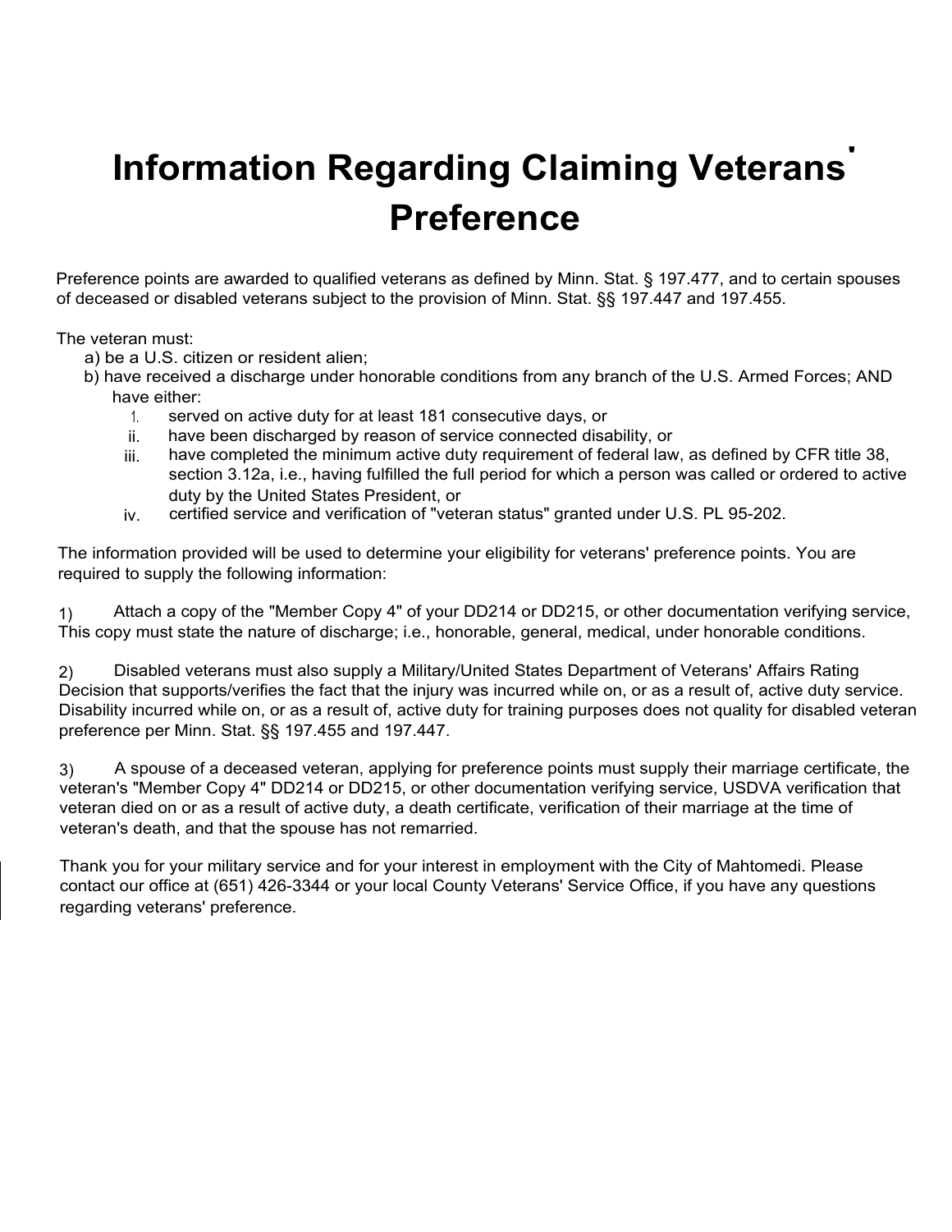# Information Regarding Claiming Veterans' Preference

Preference points are awarded to qualified veterans as defined by Minn. Stat. § 197.477, and to certain spouses of deceased or disabled veterans subject to the provision of Minn. Stat. §§ 197.447 and 197.455.

The veteran must:

a) be a U.S. citizen or resident alien;

b) have received a discharge under honorable conditions from any branch of the U.S. Armed Forces; AND have either:

1. served on active duty for at least 181 consecutive days, or
ii. have been discharged by reason of service connected disability, or
iii. have completed the minimum active duty requirement of federal law, as defined by CFR title 38, section 3.12a, i.e., having fulfilled the full period for which a person was called or ordered to active duty by the United States President, or
iv. certified service and verification of "veteran status" granted under U.S. PL 95-202.

The information provided will be used to determine your eligibility for veterans' preference points. You are required to supply the following information:

1) Attach a copy of the "Member Copy 4" of your DD214 or DD215, or other documentation verifying service, This copy must state the nature of discharge; i.e., honorable, general, medical, under honorable conditions.

2) Disabled veterans must also supply a Military/United States Department of Veterans' Affairs Rating Decision that supports/verifies the fact that the injury was incurred while on, or as a result of, active duty service. Disability incurred while on, or as a result of, active duty for training purposes does not quality for disabled veteran preference per Minn. Stat. §§ 197.455 and 197.447.

3) A spouse of a deceased veteran, applying for preference points must supply their marriage certificate, the veteran's "Member Copy 4" DD214 or DD215, or other documentation verifying service, USDVA verification that veteran died on or as a result of active duty, a death certificate, verification of their marriage at the time of veteran's death, and that the spouse has not remarried.

Thank you for your military service and for your interest in employment with the City of Mahtomedi. Please contact our office at (651) 426-3344 or your local County Veterans' Service Office, if you have any questions regarding veterans' preference.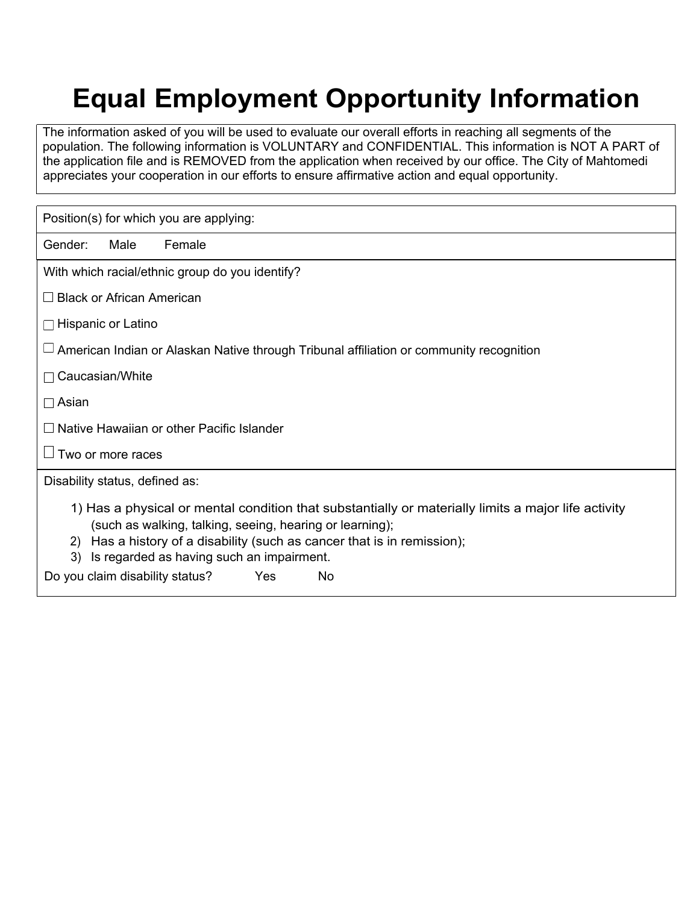# Equal Employment Opportunity Information

The information asked of you will be used to evaluate our overall efforts in reaching all segments of the population. The following information is VOLUNTARY and CONFIDENTIAL. This information is NOT A PART of the application file and is REMOVED from the application when received by our office. The City of Mahtomedi appreciates your cooperation in our efforts to ensure affirmative action and equal opportunity.

Position(s) for which you are applying:

Gender: Male Female

With which racial/ethnic group do you identify?

☐ Black or African American

☐ Hispanic or Latino

☐ American Indian or Alaskan Native through Tribunal affiliation or community recognition

☐ Caucasian/White

☐ Asian

☐ Native Hawaiian or other Pacific Islander

☐ Two or more races

Disability status, defined as:

1) Has a physical or mental condition that substantially or materially limits a major life activity (such as walking, talking, seeing, hearing or learning);
2) Has a history of a disability (such as cancer that is in remission);
3) Is regarded as having such an impairment.

Do you claim disability status? Yes No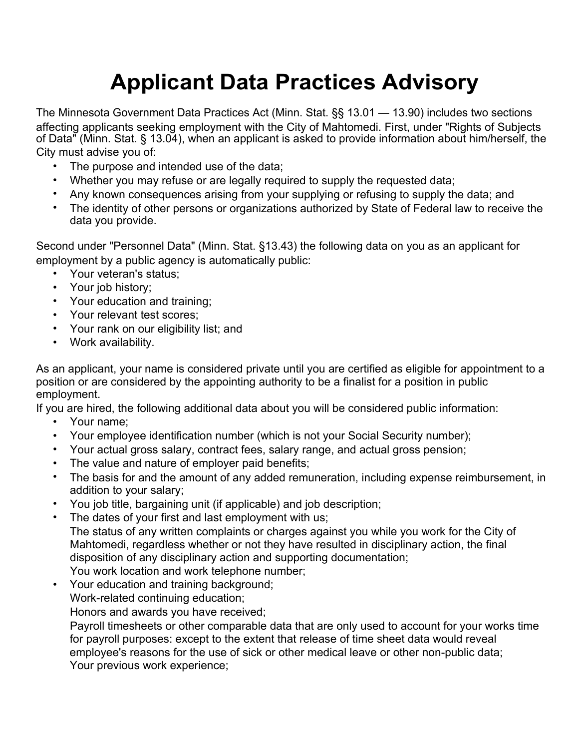# Applicant Data Practices Advisory

The Minnesota Government Data Practices Act (Minn. Stat. §§ 13.01 — 13.90) includes two sections affecting applicants seeking employment with the City of Mahtomedi. First, under "Rights of Subjects of Data" (Minn. Stat. § 13.04), when an applicant is asked to provide information about him/herself, the City must advise you of:

- The purpose and intended use of the data;
- Whether you may refuse or are legally required to supply the requested data;
- Any known consequences arising from your supplying or refusing to supply the data; and
- The identity of other persons or organizations authorized by State of Federal law to receive the data you provide.

Second under "Personnel Data" (Minn. Stat. §13.43) the following data on you as an applicant for employment by a public agency is automatically public:

- Your veteran's status;
- Your job history;
- Your education and training;
- Your relevant test scores;
- Your rank on our eligibility list; and
- Work availability.

As an applicant, your name is considered private until you are certified as eligible for appointment to a position or are considered by the appointing authority to be a finalist for a position in public employment.

If you are hired, the following additional data about you will be considered public information:

- Your name;
- Your employee identification number (which is not your Social Security number);
- Your actual gross salary, contract fees, salary range, and actual gross pension;
- The value and nature of employer paid benefits;
- The basis for and the amount of any added remuneration, including expense reimbursement, in addition to your salary;
- You job title, bargaining unit (if applicable) and job description;
- The dates of your first and last employment with us;
  The status of any written complaints or charges against you while you work for the City of Mahtomedi, regardless whether or not they have resulted in disciplinary action, the final disposition of any disciplinary action and supporting documentation;
  You work location and work telephone number;
- Your education and training background;
  Work-related continuing education;
  Honors and awards you have received;
  Payroll timesheets or other comparable data that are only used to account for your works time for payroll purposes: except to the extent that release of time sheet data would reveal employee's reasons for the use of sick or other medical leave or other non-public data;
  Your previous work experience;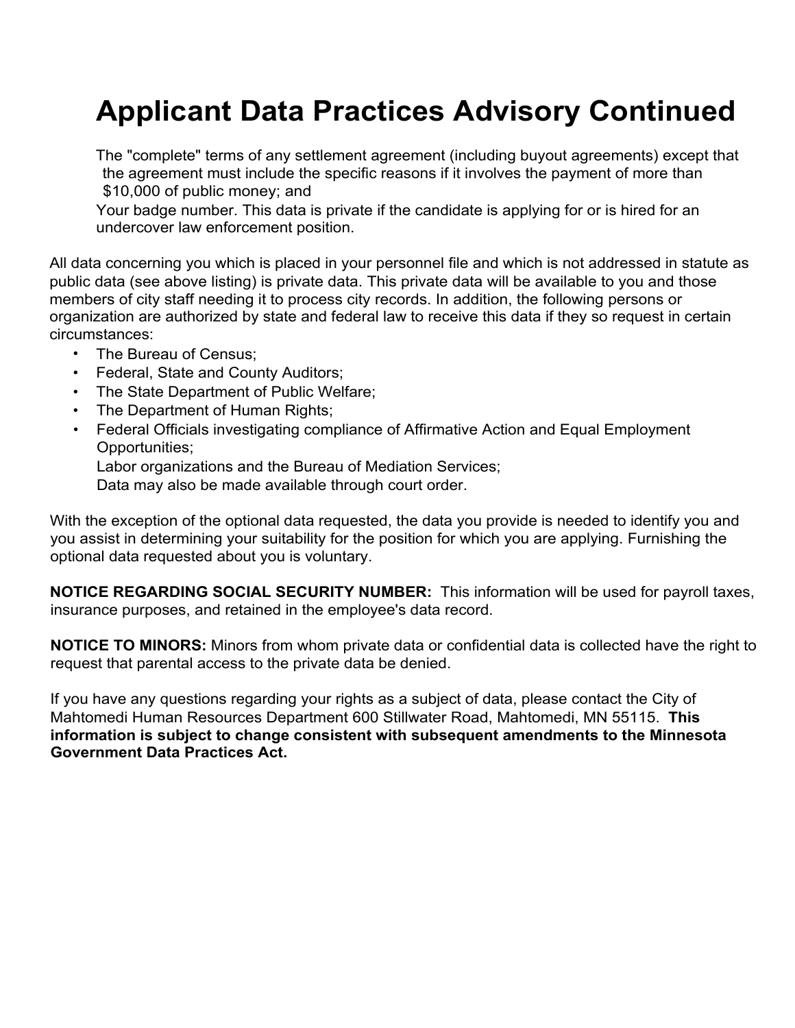# Applicant Data Practices Advisory Continued

The "complete" terms of any settlement agreement (including buyout agreements) except that the agreement must include the specific reasons if it involves the payment of more than $10,000 of public money; and

Your badge number. This data is private if the candidate is applying for or is hired for an undercover law enforcement position.

All data concerning you which is placed in your personnel file and which is not addressed in statute as public data (see above listing) is private data. This private data will be available to you and those members of city staff needing it to process city records. In addition, the following persons or organization are authorized by state and federal law to receive this data if they so request in certain circumstances:

- The Bureau of Census;
- Federal, State and County Auditors;
- The State Department of Public Welfare;
- The Department of Human Rights;
- Federal Officials investigating compliance of Affirmative Action and Equal Employment Opportunities;

  Labor organizations and the Bureau of Mediation Services;

  Data may also be made available through court order.

With the exception of the optional data requested, the data you provide is needed to identify you and you assist in determining your suitability for the position for which you are applying. Furnishing the optional data requested about you is voluntary.

**NOTICE REGARDING SOCIAL SECURITY NUMBER:** This information will be used for payroll taxes, insurance purposes, and retained in the employee's data record.

**NOTICE TO MINORS:** Minors from whom private data or confidential data is collected have the right to request that parental access to the private data be denied.

If you have any questions regarding your rights as a subject of data, please contact the City of Mahtomedi Human Resources Department 600 Stillwater Road, Mahtomedi, MN 55115. **This information is subject to change consistent with subsequent amendments to the Minnesota Government Data Practices Act.**